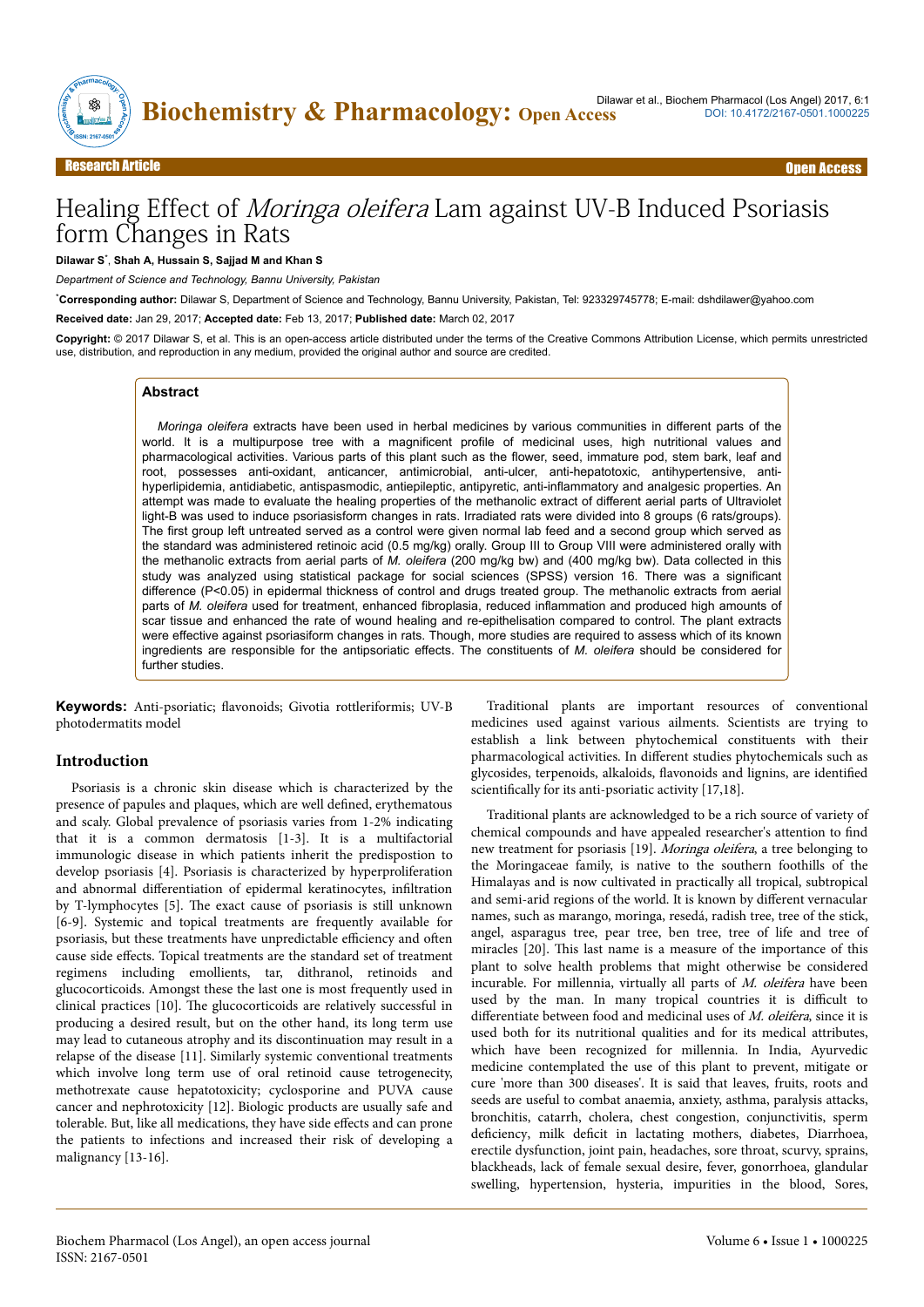Research Article | Open Access

# Healing Effect of *Moringa oleifera* Lam against UV-B Induced Psoriasis form Changes in Rats

**Dilawar S[*], Shah A, Hussain S, Sajjad M and Khan S**

*Department of Science and Technology, Bannu University, Pakistan*

[*]**Corresponding author:** Dilawar S, Department of Science and Technology, Bannu University, Pakistan, Tel: 923329745778; E-mail: dshdilawer@yahoo.com

**Received date:** Jan 29, 2017; **Accepted date:** Feb 13, 2017; **Published date:** March 02, 2017

**Copyright:** © 2017 Dilawar S, et al. This is an open-access article distributed under the terms of the Creative Commons Attribution License, which permits unrestricted use, distribution, and reproduction in any medium, provided the original author and source are credited.

## Abstract

*Moringa oleifera* extracts have been used in herbal medicines by various communities in different parts of the world. It is a multipurpose tree with a magnificent profile of medicinal uses, high nutritional values and pharmacological activities. Various parts of this plant such as the flower, seed, immature pod, stem bark, leaf and root, possesses anti-oxidant, anticancer, antimicrobial, anti-ulcer, anti-hepatotoxic, antihypertensive, anti-hyperlipidemia, antidiabetic, antispasmodic, antiepileptic, antipyretic, anti-inflammatory and analgesic properties. An attempt was made to evaluate the healing properties of the methanolic extract of different aerial parts of Ultraviolet light-B was used to induce psoriasisform changes in rats. Irradiated rats were divided into 8 groups (6 rats/groups). The first group left untreated served as a control were given normal lab feed and a second group which served as the standard was administered retinoic acid (0.5 mg/kg) orally. Group III to Group VIII were administered orally with the methanolic extracts from aerial parts of *M. oleifera* (200 mg/kg bw) and (400 mg/kg bw). Data collected in this study was analyzed using statistical package for social sciences (SPSS) version 16. There was a significant difference ($P<0.05$) in epidermal thickness of control and drugs treated group. The methanolic extracts from aerial parts of *M. oleifera* used for treatment, enhanced fibroplasia, reduced inflammation and produced high amounts of scar tissue and enhanced the rate of wound healing and re-epithelisation compared to control. The plant extracts were effective against psoriasiform changes in rats. Though, more studies are required to assess which of its known ingredients are responsible for the antipsoriatic effects. The constituents of *M. oleifera* should be considered for further studies.

**Keywords:** Anti-psoriatic; flavonoids; Givotia rottleriformis; UV-B photodermatits model

## Introduction

Psoriasis is a chronic skin disease which is characterized by the presence of papules and plaques, which are well defined, erythematous and scaly. Global prevalence of psoriasis varies from 1-2% indicating that it is a common dermatosis [1-3]. It is a multifactorial immunologic disease in which patients inherit the predispostion to develop psoriasis [4]. Psoriasis is characterized by hyperproliferation and abnormal differentiation of epidermal keratinocytes, infiltration by T-lymphocytes [5]. The exact cause of psoriasis is still unknown [6-9]. Systemic and topical treatments are frequently available for psoriasis, but these treatments have unpredictable efficiency and often cause side effects. Topical treatments are the standard set of treatment regimens including emollients, tar, dithranol, retinoids and glucocorticoids. Amongst these the last one is most frequently used in clinical practices [10]. The glucocorticoids are relatively successful in producing a desired result, but on the other hand, its long term use may lead to cutaneous atrophy and its discontinuation may result in a relapse of the disease [11]. Similarly systemic conventional treatments which involve long term use of oral retinoid cause tetrogenecity, methotrexate cause hepatotoxicity; cyclosporine and PUVA cause cancer and nephrotoxicity [12]. Biologic products are usually safe and tolerable. But, like all medications, they have side effects and can prone the patients to infections and increased their risk of developing a malignancy [13-16].

Traditional plants are important resources of conventional medicines used against various ailments. Scientists are trying to establish a link between phytochemical constituents with their pharmacological activities. In different studies phytochemicals such as glycosides, terpenoids, alkaloids, flavonoids and lignins, are identified scientifically for its anti-psoriatic activity [17,18].

Traditional plants are acknowledged to be a rich source of variety of chemical compounds and have appealed researcher's attention to find new treatment for psoriasis [19]. *Moringa oleifera*, a tree belonging to the Moringaceae family, is native to the southern foothills of the Himalayas and is now cultivated in practically all tropical, subtropical and semi-arid regions of the world. It is known by different vernacular names, such as marango, moringa, resedá, radish tree, tree of the stick, angel, asparagus tree, pear tree, ben tree, tree of life and tree of miracles [20]. This last name is a measure of the importance of this plant to solve health problems that might otherwise be considered incurable. For millennia, virtually all parts of *M. oleifera* have been used by the man. In many tropical countries it is difficult to differentiate between food and medicinal uses of *M. oleifera*, since it is used both for its nutritional qualities and for its medical attributes, which have been recognized for millennia. In India, Ayurvedic medicine contemplated the use of this plant to prevent, mitigate or cure 'more than 300 diseases'. It is said that leaves, fruits, roots and seeds are useful to combat anaemia, anxiety, asthma, paralysis attacks, bronchitis, catarrh, cholera, chest congestion, conjunctivitis, sperm deficiency, milk deficit in lactating mothers, diabetes, Diarrhoea, erectile dysfunction, joint pain, headaches, sore throat, scurvy, sprains, blackheads, lack of female sexual desire, fever, gonorrhoea, glandular swelling, hypertension, hysteria, impurities in the blood, Sores,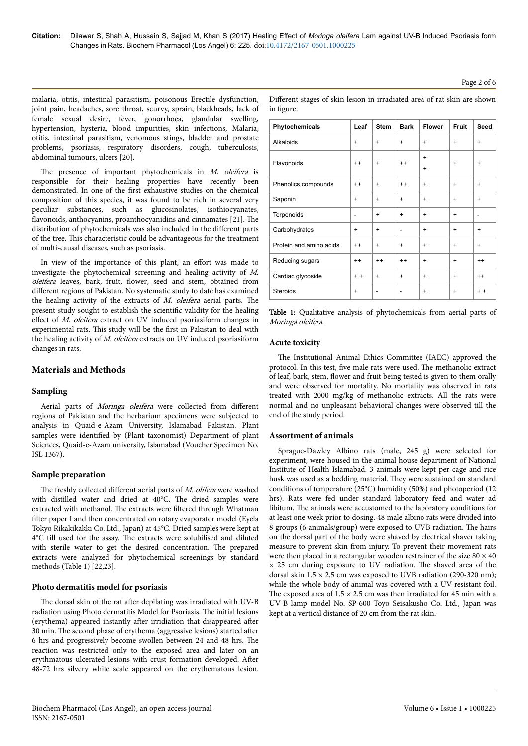malaria, otitis, intestinal parasitism, poisonous Erectile dysfunction, joint pain, headaches, sore throat, scurvy, sprain, blackheads, lack of female sexual desire, fever, gonorrhoea, glandular swelling, hypertension, hysteria, blood impurities, skin infections, Malaria, otitis, intestinal parasitism, venomous stings, bladder and prostate problems, psoriasis, respiratory disorders, cough, tuberculosis, abdominal tumours, ulcers [20].

The presence of important phytochemicals in *M. oleifera* is responsible for their healing properties have recently been demonstrated. In one of the first exhaustive studies on the chemical composition of this species, it was found to be rich in several very peculiar substances, such as glucosinolates, isothiocyanates, flavonoids, anthocyanins, proanthocyanidins and cinnamates [21]. The distribution of phytochemicals was also included in the different parts of the tree. This characteristic could be advantageous for the treatment of multi-causal diseases, such as psoriasis.

In view of the importance of this plant, an effort was made to investigate the phytochemical screening and healing activity of *M. oleifera* leaves, bark, fruit, flower, seed and stem, obtained from different regions of Pakistan. No systematic study to date has examined the healing activity of the extracts of *M. oleifera* aerial parts. The present study sought to establish the scientific validity for the healing effect of *M. oleifera* extract on UV induced psoriasiform changes in experimental rats. This study will be the first in Pakistan to deal with the healing activity of *M. oleifera* extracts on UV induced psoriasiform changes in rats.

## Materials and Methods

### Sampling

Aerial parts of *Moringa oleifera* were collected from different regions of Pakistan and the herbarium specimens were subjected to analysis in Quaid-e-Azam University, Islamabad Pakistan. Plant samples were identified by (Plant taxonomist) Department of plant Sciences, Quaid-e-Azam university, Islamabad (Voucher Specimen No. ISL 1367).

### Sample preparation

The freshly collected different aerial parts of *M. olifera* were washed with distilled water and dried at 40°C. The dried samples were extracted with methanol. The extracts were filtered through Whatman filter paper I and then concentrated on rotary evaporator model (Eyela Tokyo Rikakikakki Co. Ltd., Japan) at 45°C. Dried samples were kept at 4°C till used for the assay. The extracts were solubilised and diluted with sterile water to get the desired concentration. The prepared extracts were analyzed for phytochemical screenings by standard methods (Table 1) [22,23].

### Photo dermatitis model for psoriasis

The dorsal skin of the rat after depilating was irradiated with UV-B radiation using Photo dermatitis Model for Psoriasis. The initial lesions (erythema) appeared instantly after irridiation that disappeared after 30 min. The second phase of erythema (aggressive lesions) started after 6 hrs and progressively become swollen between 24 and 48 hrs. The reaction was restricted only to the exposed area and later on an erythmatous ulcerated lesions with crust formation developed. After 48-72 hrs silvery white scale appeared on the erythematous lesion. Different stages of skin lesion in irradiated area of rat skin are shown in figure.

| Phytochemicals | Leaf | Stem | Bark | Flower | Fruit | Seed |
|---|---|---|---|---|---|---|
| Alkaloids | + | + | + | + | + | + |
| Flavonoids | ++ | + | ++ | + + | + | + |
| Phenolics compounds | ++ | + | ++ | + | + | + |
| Saponin | + | + | + | + | + | + |
| Terpenoids | - | + | + | + | + | - |
| Carbohydrates | + | + | - | + | + | + |
| Protein and amino acids | ++ | + | + | + | + | + |
| Reducing sugars | ++ | ++ | ++ | + | + | ++ |
| Cardiac glycoside | + + | + | + | + | + | ++ |
| Steroids | + | - | - | + | + | + + |

**Table 1:** Qualitative analysis of phytochemicals from aerial parts of *Moringa oleifera*.

### Acute toxicity

The Institutional Animal Ethics Committee (IAEC) approved the protocol. In this test, five male rats were used. The methanolic extract of leaf, bark, stem, flower and fruit being tested is given to them orally and were observed for mortality. No mortality was observed in rats treated with 2000 mg/kg of methanolic extracts. All the rats were normal and no unpleasant behavioral changes were observed till the end of the study period.

### Assortment of animals

Sprague-Dawley Albino rats (male, 245 g) were selected for experiment, were housed in the animal house department of National Institute of Health Islamabad. 3 animals were kept per cage and rice husk was used as a bedding material. They were sustained on standard conditions of temperature (25°C) humidity (50%) and photoperiod (12 hrs). Rats were fed under standard laboratory feed and water ad libitum. The animals were accustomed to the laboratory conditions for at least one week prior to dosing. 48 male albino rats were divided into 8 groups (6 animals/group) were exposed to UVB radiation. The hairs on the dorsal part of the body were shaved by electrical shaver taking measure to prevent skin from injury. To prevent their movement rats were then placed in a rectangular wooden restrainer of the size 80 × 40 × 25 cm during exposure to UV radiation. The shaved area of the dorsal skin 1.5 × 2.5 cm was exposed to UVB radiation (290-320 nm); while the whole body of animal was covered with a UV-resistant foil. The exposed area of 1.5 × 2.5 cm was then irradiated for 45 min with a UV-B lamp model No. SP-600 Toyo Seisakusho Co. Ltd., Japan was kept at a vertical distance of 20 cm from the rat skin.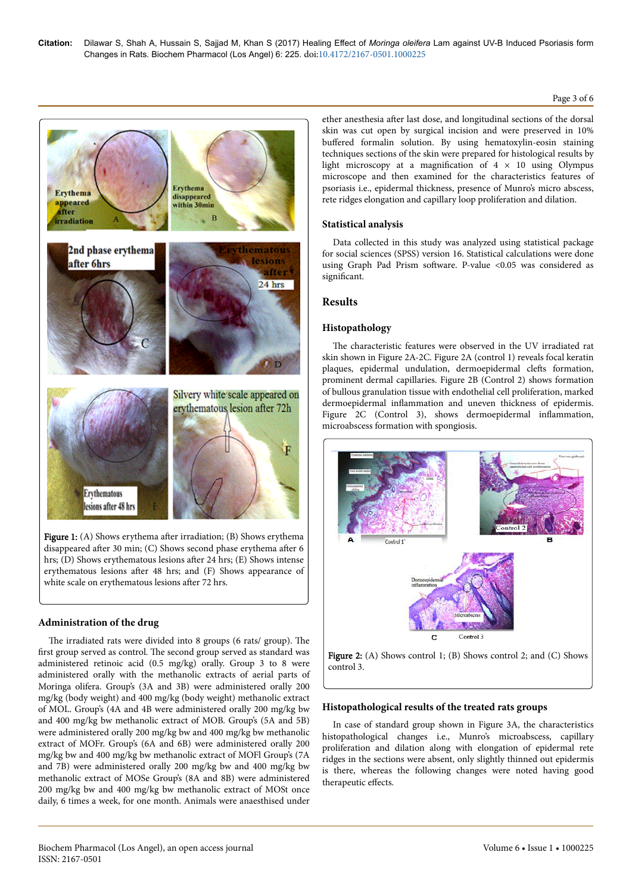Figure 1: (A) Shows erythema after irradiation; (B) Shows erythema disappeared after 30 min; (C) Shows second phase erythema after 6 hrs; (D) Shows erythematous lesions after 24 hrs; (E) Shows intense erythematous lesions after 48 hrs; and (F) Shows appearance of white scale on erythematous lesions after 72 hrs.

## Administration of the drug

The irradiated rats were divided into 8 groups (6 rats/ group). The first group served as control. The second group served as standard was administered retinoic acid (0.5 mg/kg) orally. Group 3 to 8 were administered orally with the methanolic extracts of aerial parts of Moringa olifera. Group's (3A and 3B) were administered orally 200 mg/kg (body weight) and 400 mg/kg (body weight) methanolic extract of MOL. Group's (4A and 4B were administered orally 200 mg/kg bw and 400 mg/kg bw methanolic extract of MOB. Group's (5A and 5B) were administered orally 200 mg/kg bw and 400 mg/kg bw methanolic extract of MOFr. Group's (6A and 6B) were administered orally 200 mg/kg bw and 400 mg/kg bw methanolic extract of MOFl Group's (7A and 7B) were administered orally 200 mg/kg bw and 400 mg/kg bw methanolic extract of MOSe Group's (8A and 8B) were administered 200 mg/kg bw and 400 mg/kg bw methanolic extract of MOSt once daily, 6 times a week, for one month. Animals were anaesthised under ether anesthesia after last dose, and longitudinal sections of the dorsal skin was cut open by surgical incision and were preserved in 10% buffered formalin solution. By using hematoxylin-eosin staining techniques sections of the skin were prepared for histological results by light microscopy at a magnification of 4 × 10 using Olympus microscope and then examined for the characteristics features of psoriasis i.e., epidermal thickness, presence of Munro's micro abscess, rete ridges elongation and capillary loop proliferation and dilation.

## Statistical analysis

Data collected in this study was analyzed using statistical package for social sciences (SPSS) version 16. Statistical calculations were done using Graph Pad Prism software. P-value <0.05 was considered as significant.

# Results

## Histopathology

The characteristic features were observed in the UV irradiated rat skin shown in Figure 2A-2C. Figure 2A (control 1) reveals focal keratin plaques, epidermal undulation, dermoepidermal clefts formation, prominent dermal capillaries. Figure 2B (Control 2) shows formation of bullous granulation tissue with endothelial cell proliferation, marked dermoepidermal inflammation and uneven thickness of epidermis. Figure 2C (Control 3), shows dermoepidermal inflammation, microabscess formation with spongiosis.

Figure 2: (A) Shows control 1; (B) Shows control 2; and (C) Shows control 3.

## Histopathological results of the treated rats groups

In case of standard group shown in Figure 3A, the characteristics histopathological changes i.e., Munro's microabscess, capillary proliferation and dilation along with elongation of epidermal rete ridges in the sections were absent, only slightly thinned out epidermis is there, whereas the following changes were noted having good therapeutic effects.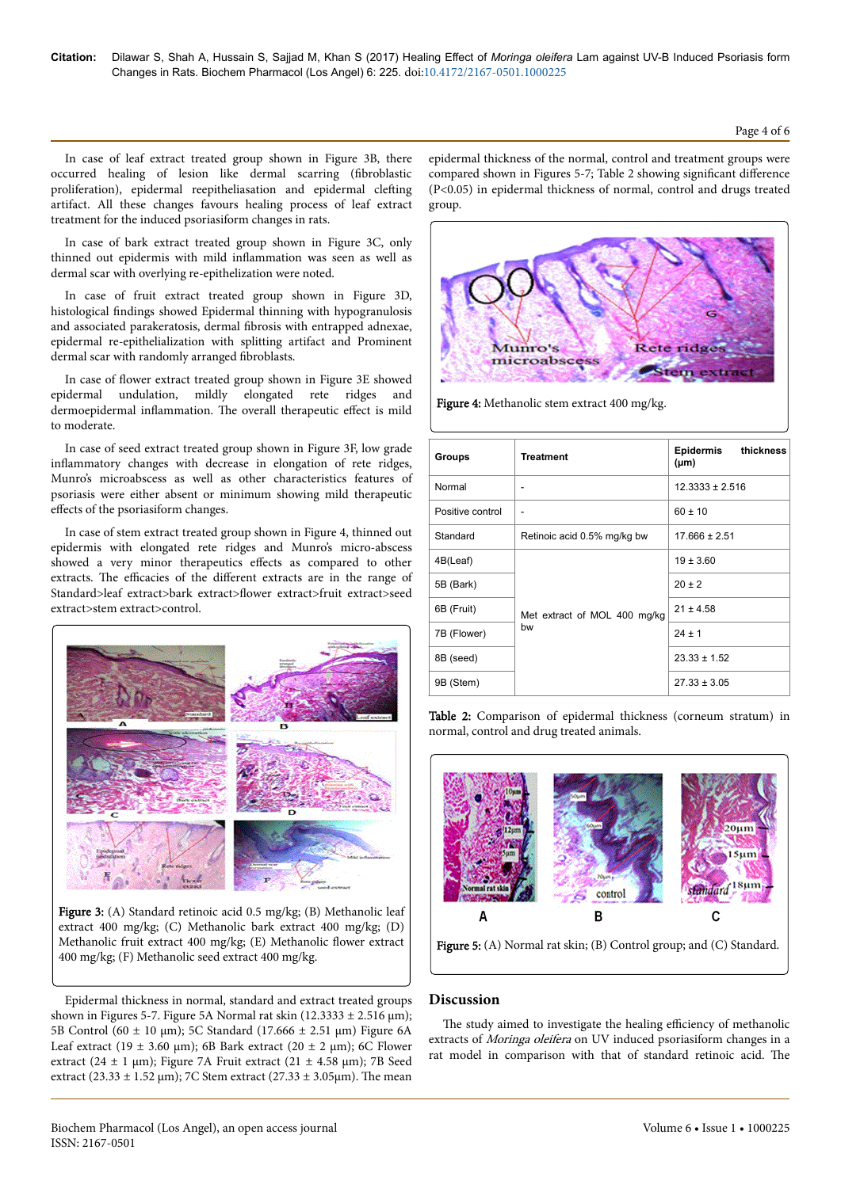In case of leaf extract treated group shown in Figure 3B, there occurred healing of lesion like dermal scarring (fibroblastic proliferation), epidermal reepitheliasation and epidermal clefting artifact. All these changes favours healing process of leaf extract treatment for the induced psoriasiform changes in rats.

In case of bark extract treated group shown in Figure 3C, only thinned out epidermis with mild inflammation was seen as well as dermal scar with overlying re-epithelization were noted.

In case of fruit extract treated group shown in Figure 3D, histological findings showed Epidermal thinning with hypogranulosis and associated parakeratosis, dermal fibrosis with entrapped adnexae, epidermal re-epithelialization with splitting artifact and Prominent dermal scar with randomly arranged fibroblasts.

In case of flower extract treated group shown in Figure 3E showed epidermal undulation, mildly elongated rete ridges and dermoepidermal inflammation. The overall therapeutic effect is mild to moderate.

In case of seed extract treated group shown in Figure 3F, low grade inflammatory changes with decrease in elongation of rete ridges, Munro's microabscess as well as other characteristics features of psoriasis were either absent or minimum showing mild therapeutic effects of the psoriasiform changes.

In case of stem extract treated group shown in Figure 4, thinned out epidermis with elongated rete ridges and Munro's micro-abscess showed a very minor therapeutics effects as compared to other extracts. The efficacies of the different extracts are in the range of Standard>leaf extract>bark extract>flower extract>fruit extract>seed extract>stem extract>control.

**Figure 3:** (A) Standard retinoic acid 0.5 mg/kg; (B) Methanolic leaf extract 400 mg/kg; (C) Methanolic bark extract 400 mg/kg; (D) Methanolic fruit extract 400 mg/kg; (E) Methanolic flower extract 400 mg/kg; (F) Methanolic seed extract 400 mg/kg.

Epidermal thickness in normal, standard and extract treated groups shown in Figures 5-7. Figure 5A Normal rat skin (12.3333 ± 2.516 µm); 5B Control (60 ± 10 µm); 5C Standard (17.666 ± 2.51 µm) Figure 6A Leaf extract (19 ± 3.60 µm); 6B Bark extract (20 ± 2 µm); 6C Flower extract (24 ± 1 µm); Figure 7A Fruit extract (21 ± 4.58 µm); 7B Seed extract (23.33 ± 1.52 µm); 7C Stem extract (27.33 ± 3.05µm). The mean epidermal thickness of the normal, control and treatment groups were compared shown in Figures 5-7; Table 2 showing significant difference ($P<0.05$) in epidermal thickness of normal, control and drugs treated group.

**Figure 4:** Methanolic stem extract 400 mg/kg.

| Groups | Treatment | Epidermis thickness (µm) |
|---|---|---|
| Normal | - | 12.3333 ± 2.516 |
| Positive control | - | 60 ± 10 |
| Standard | Retinoic acid 0.5% mg/kg bw | 17.666 ± 2.51 |
| 4B(Leaf) | Met extract of MOL 400 mg/kg bw | 19 ± 3.60 |
| 5B (Bark) | | 20 ± 2 |
| 6B (Fruit) | | 21 ± 4.58 |
| 7B (Flower) | | 24 ± 1 |
| 8B (seed) | | 23.33 ± 1.52 |
| 9B (Stem) | | 27.33 ± 3.05 |

**Table 2:** Comparison of epidermal thickness (corneum stratum) in normal, control and drug treated animals.

**Figure 5:** (A) Normal rat skin; (B) Control group; and (C) Standard.

## Discussion

The study aimed to investigate the healing efficiency of methanolic extracts of *Moringa oleifera* on UV induced psoriasiform changes in a rat model in comparison with that of standard retinoic acid. The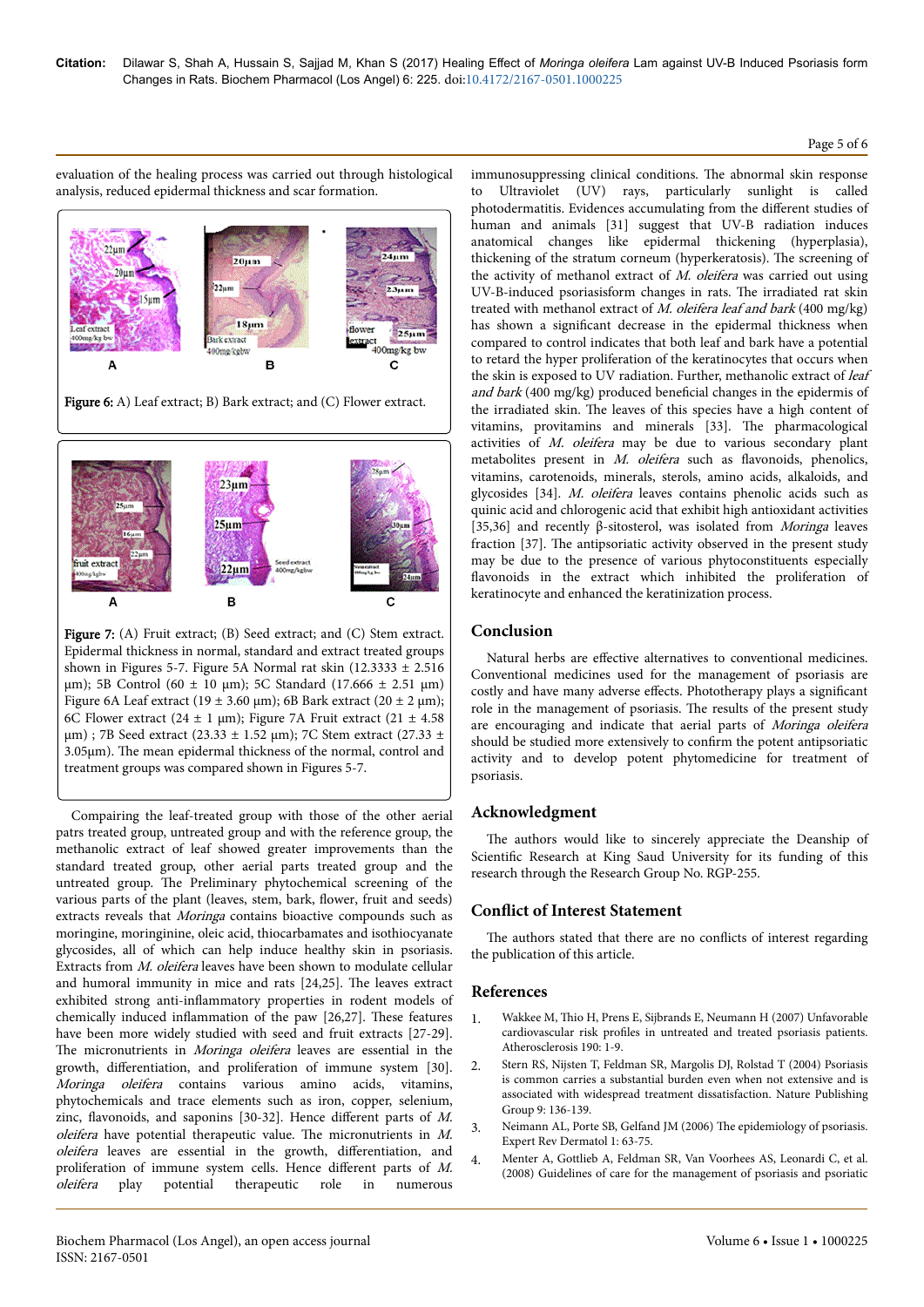evaluation of the healing process was carried out through histological analysis, reduced epidermal thickness and scar formation.

**Figure 6:** A) Leaf extract; B) Bark extract; and (C) Flower extract.

**Figure 7:** (A) Fruit extract; (B) Seed extract; and (C) Stem extract. Epidermal thickness in normal, standard and extract treated groups shown in Figures 5-7. Figure 5A Normal rat skin (12.3333 ± 2.516 µm); 5B Control (60 ± 10 µm); 5C Standard (17.666 ± 2.51 µm) Figure 6A Leaf extract (19 ± 3.60 µm); 6B Bark extract (20 ± 2 µm); 6C Flower extract (24 ± 1 µm); Figure 7A Fruit extract (21 ± 4.58 µm) ; 7B Seed extract (23.33 ± 1.52 µm); 7C Stem extract (27.33 ± 3.05µm). The mean epidermal thickness of the normal, control and treatment groups was compared shown in Figures 5-7.

Compairing the leaf-treated group with those of the other aerial patrs treated group, untreated group and with the reference group, the methanolic extract of leaf showed greater improvements than the standard treated group, other aerial parts treated group and the untreated group. The Preliminary phytochemical screening of the various parts of the plant (leaves, stem, bark, flower, fruit and seeds) extracts reveals that *Moringa* contains bioactive compounds such as moringine, moringinine, oleic acid, thiocarbamates and isothiocyanate glycosides, all of which can help induce healthy skin in psoriasis. Extracts from *M. oleifera* leaves have been shown to modulate cellular and humoral immunity in mice and rats [24,25]. The leaves extract exhibited strong anti-inflammatory properties in rodent models of chemically induced inflammation of the paw [26,27]. These features have been more widely studied with seed and fruit extracts [27-29]. The micronutrients in *Moringa oleifera* leaves are essential in the growth, differentiation, and proliferation of immune system [30]. *Moringa oleifera* contains various amino acids, vitamins, phytochemicals and trace elements such as iron, copper, selenium, zinc, flavonoids, and saponins [30-32]. Hence different parts of *M. oleifera* have potential therapeutic value. The micronutrients in *M. oleifera* leaves are essential in the growth, differentiation, and proliferation of immune system cells. Hence different parts of *M. oleifera* play potential therapeutic role in numerous immunosuppressing clinical conditions. The abnormal skin response to Ultraviolet (UV) rays, particularly sunlight is called photodermatitis. Evidences accumulating from the different studies of human and animals [31] suggest that UV-B radiation induces anatomical changes like epidermal thickening (hyperplasia), thickening of the stratum corneum (hyperkeratosis). The screening of the activity of methanol extract of *M. oleifera* was carried out using UV-B-induced psoriasisform changes in rats. The irradiated rat skin treated with methanol extract of *M. oleifera leaf and bark* (400 mg/kg) has shown a significant decrease in the epidermal thickness when compared to control indicates that both leaf and bark have a potential to retard the hyper proliferation of the keratinocytes that occurs when the skin is exposed to UV radiation. Further, methanolic extract of *leaf and bark* (400 mg/kg) produced beneficial changes in the epidermis of the irradiated skin. The leaves of this species have a high content of vitamins, provitamins and minerals [33]. The pharmacological activities of *M. oleifera* may be due to various secondary plant metabolites present in *M. oleifera* such as flavonoids, phenolics, vitamins, carotenoids, minerals, sterols, amino acids, alkaloids, and glycosides [34]. *M. oleifera* leaves contains phenolic acids such as quinic acid and chlorogenic acid that exhibit high antioxidant activities [35,36] and recently β-sitosterol, was isolated from *Moringa* leaves fraction [37]. The antipsoriatic activity observed in the present study may be due to the presence of various phytoconstituents especially flavonoids in the extract which inhibited the proliferation of keratinocyte and enhanced the keratinization process.

## Conclusion

Natural herbs are effective alternatives to conventional medicines. Conventional medicines used for the management of psoriasis are costly and have many adverse effects. Phototherapy plays a significant role in the management of psoriasis. The results of the present study are encouraging and indicate that aerial parts of *Moringa oleifera* should be studied more extensively to confirm the potent antipsoriatic activity and to develop potent phytomedicine for treatment of psoriasis.

## Acknowledgment

The authors would like to sincerely appreciate the Deanship of Scientific Research at King Saud University for its funding of this research through the Research Group No. RGP-255.

## Conflict of Interest Statement

The authors stated that there are no conflicts of interest regarding the publication of this article.

## References

1. Wakkee M, Thio H, Prens E, Sijbrands E, Neumann H (2007) Unfavorable cardiovascular risk profiles in untreated and treated psoriasis patients. Atherosclerosis 190: 1-9.
2. Stern RS, Nijsten T, Feldman SR, Margolis DJ, Rolstad T (2004) Psoriasis is common carries a substantial burden even when not extensive and is associated with widespread treatment dissatisfaction. Nature Publishing Group 9: 136-139.
3. Neimann AL, Porte SB, Gelfand JM (2006) The epidemiology of psoriasis. Expert Rev Dermatol 1: 63-75.
4. Menter A, Gottlieb A, Feldman SR, Van Voorhees AS, Leonardi C, et al. (2008) Guidelines of care for the management of psoriasis and psoriatic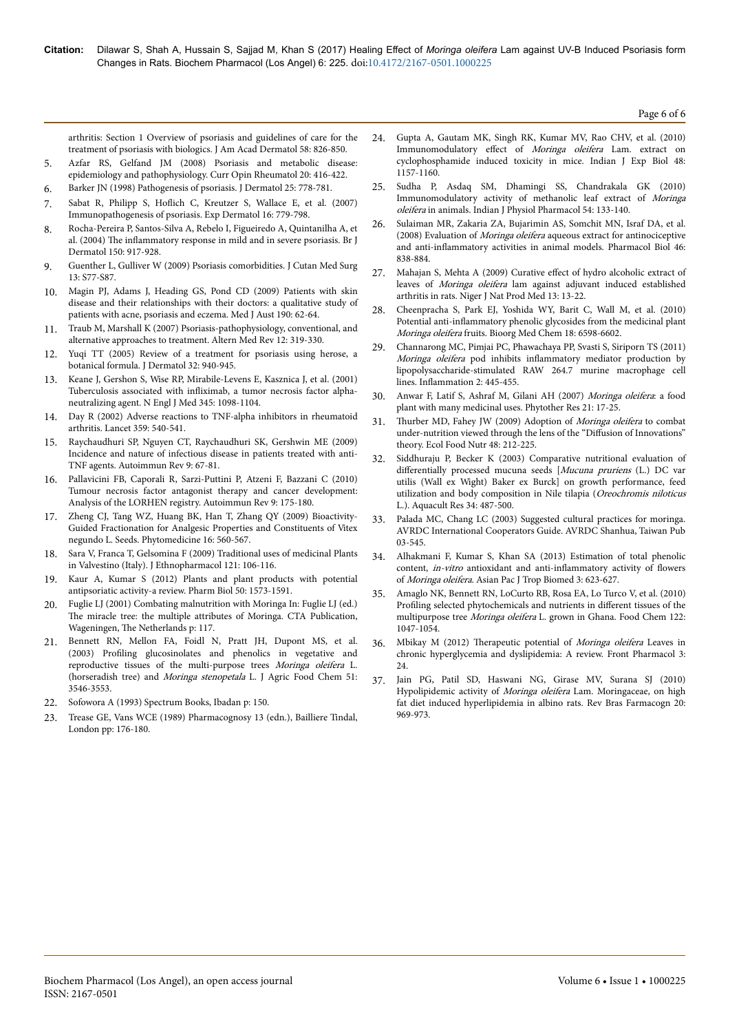arthritis: Section 1 Overview of psoriasis and guidelines of care for the treatment of psoriasis with biologics. J Am Acad Dermatol 58: 826-850.

5. Azfar RS, Gelfand JM (2008) Psoriasis and metabolic disease: epidemiology and pathophysiology. Curr Opin Rheumatol 20: 416-422.
6. Barker JN (1998) Pathogenesis of psoriasis. J Dermatol 25: 778-781.
7. Sabat R, Philipp S, Hoflich C, Kreutzer S, Wallace E, et al. (2007) Immunopathogenesis of psoriasis. Exp Dermatol 16: 779-798.
8. Rocha-Pereira P, Santos-Silva A, Rebelo I, Figueiredo A, Quintanilha A, et al. (2004) The inflammatory response in mild and in severe psoriasis. Br J Dermatol 150: 917-928.
9. Guenther L, Gulliver W (2009) Psoriasis comorbidities. J Cutan Med Surg 13: S77-S87.
10. Magin PJ, Adams J, Heading GS, Pond CD (2009) Patients with skin disease and their relationships with their doctors: a qualitative study of patients with acne, psoriasis and eczema. Med J Aust 190: 62-64.
11. Traub M, Marshall K (2007) Psoriasis-pathophysiology, conventional, and alternative approaches to treatment. Altern Med Rev 12: 319-330.
12. Yuqi TT (2005) Review of a treatment for psoriasis using herose, a botanical formula. J Dermatol 32: 940-945.
13. Keane J, Gershon S, Wise RP, Mirabile-Levens E, Kasznica J, et al. (2001) Tuberculosis associated with infliximab, a tumor necrosis factor alpha-neutralizing agent. N Engl J Med 345: 1098-1104.
14. Day R (2002) Adverse reactions to TNF-alpha inhibitors in rheumatoid arthritis. Lancet 359: 540-541.
15. Raychaudhuri SP, Nguyen CT, Raychaudhuri SK, Gershwin ME (2009) Incidence and nature of infectious disease in patients treated with anti-TNF agents. Autoimmun Rev 9: 67-81.
16. Pallavicini FB, Caporali R, Sarzi-Puttini P, Atzeni F, Bazzani C (2010) Tumour necrosis factor antagonist therapy and cancer development: Analysis of the LORHEN registry. Autoimmun Rev 9: 175-180.
17. Zheng CJ, Tang WZ, Huang BK, Han T, Zhang QY (2009) Bioactivity-Guided Fractionation for Analgesic Properties and Constituents of Vitex negundo L. Seeds. Phytomedicine 16: 560-567.
18. Sara V, Franca T, Gelsomina F (2009) Traditional uses of medicinal Plants in Valvestino (Italy). J Ethnopharmacol 121: 106-116.
19. Kaur A, Kumar S (2012) Plants and plant products with potential antipsoriatic activity-a review. Pharm Biol 50: 1573-1591.
20. Fuglie LJ (2001) Combating malnutrition with Moringa In: Fuglie LJ (ed.) The miracle tree: the multiple attributes of Moringa. CTA Publication, Wageningen, The Netherlands p: 117.
21. Bennett RN, Mellon FA, Foidl N, Pratt JH, Dupont MS, et al. (2003) Profiling glucosinolates and phenolics in vegetative and reproductive tissues of the multi-purpose trees *Moringa oleifera* L. (horseradish tree) and *Moringa stenopetala* L. J Agric Food Chem 51: 3546-3553.
22. Sofowora A (1993) Spectrum Books, Ibadan p: 150.
23. Trease GE, Vans WCE (1989) Pharmacognosy 13 (edn.), Bailliere Tindal, London pp: 176-180.
24. Gupta A, Gautam MK, Singh RK, Kumar MV, Rao CHV, et al. (2010) Immunomodulatory effect of *Moringa oleifera* Lam. extract on cyclophosphamide induced toxicity in mice. Indian J Exp Biol 48: 1157-1160.
25. Sudha P, Asdaq SM, Dhamingi SS, Chandrakala GK (2010) Immunomodulatory activity of methanolic leaf extract of *Moringa oleifera* in animals. Indian J Physiol Pharmacol 54: 133-140.
26. Sulaiman MR, Zakaria ZA, Bujarimin AS, Somchit MN, Israf DA, et al. (2008) Evaluation of *Moringa oleifera* aqueous extract for antinociceptive and anti-inflammatory activities in animal models. Pharmacol Biol 46: 838-884.
27. Mahajan S, Mehta A (2009) Curative effect of hydro alcoholic extract of leaves of *Moringa oleifera* lam against adjuvant induced established arthritis in rats. Niger J Nat Prod Med 13: 13-22.
28. Cheenpracha S, Park EJ, Yoshida WY, Barit C, Wall M, et al. (2010) Potential anti-inflammatory phenolic glycosides from the medicinal plant *Moringa oleifera* fruits. Bioorg Med Chem 18: 6598-6602.
29. Channarong MC, Pimjai PC, Phawachaya PP, Svasti S, Siriporn TS (2011) *Moringa oleifera* pod inhibits inflammatory mediator production by lipopolysaccharide-stimulated RAW 264.7 murine macrophage cell lines. Inflammation 2: 445-455.
30. Anwar F, Latif S, Ashraf M, Gilani AH (2007) *Moringa oleifera*: a food plant with many medicinal uses. Phytother Res 21: 17-25.
31. Thurber MD, Fahey JW (2009) Adoption of *Moringa oleifera* to combat under-nutrition viewed through the lens of the "Diffusion of Innovations" theory. Ecol Food Nutr 48: 212-225.
32. Siddhuraju P, Becker K (2003) Comparative nutritional evaluation of differentially processed mucuna seeds [*Mucuna pruriens* (L.) DC var utilis (Wall ex Wight) Baker ex Burck] on growth performance, feed utilization and body composition in Nile tilapia (*Oreochromis niloticus* L.). Aquacult Res 34: 487-500.
33. Palada MC, Chang LC (2003) Suggested cultural practices for moringa. AVRDC International Cooperators Guide. AVRDC Shanhua, Taiwan Pub 03-545.
34. Alhakmani F, Kumar S, Khan SA (2013) Estimation of total phenolic content, *in-vitro* antioxidant and anti-inflammatory activity of flowers of *Moringa oleifera*. Asian Pac J Trop Biomed 3: 623-627.
35. Amaglo NK, Bennett RN, LoCurto RB, Rosa EA, Lo Turco V, et al. (2010) Profiling selected phytochemicals and nutrients in different tissues of the multipurpose tree *Moringa oleifera* L. grown in Ghana. Food Chem 122: 1047-1054.
36. Mbikay M (2012) Therapeutic potential of *Moringa oleifera* Leaves in chronic hyperglycemia and dyslipidemia: A review. Front Pharmacol 3: 24.
37. Jain PG, Patil SD, Haswani NG, Girase MV, Surana SJ (2010) Hypolipidemic activity of *Moringa oleifera* Lam. Moringaceae, on high fat diet induced hyperlipidemia in albino rats. Rev Bras Farmacogn 20: 969-973.